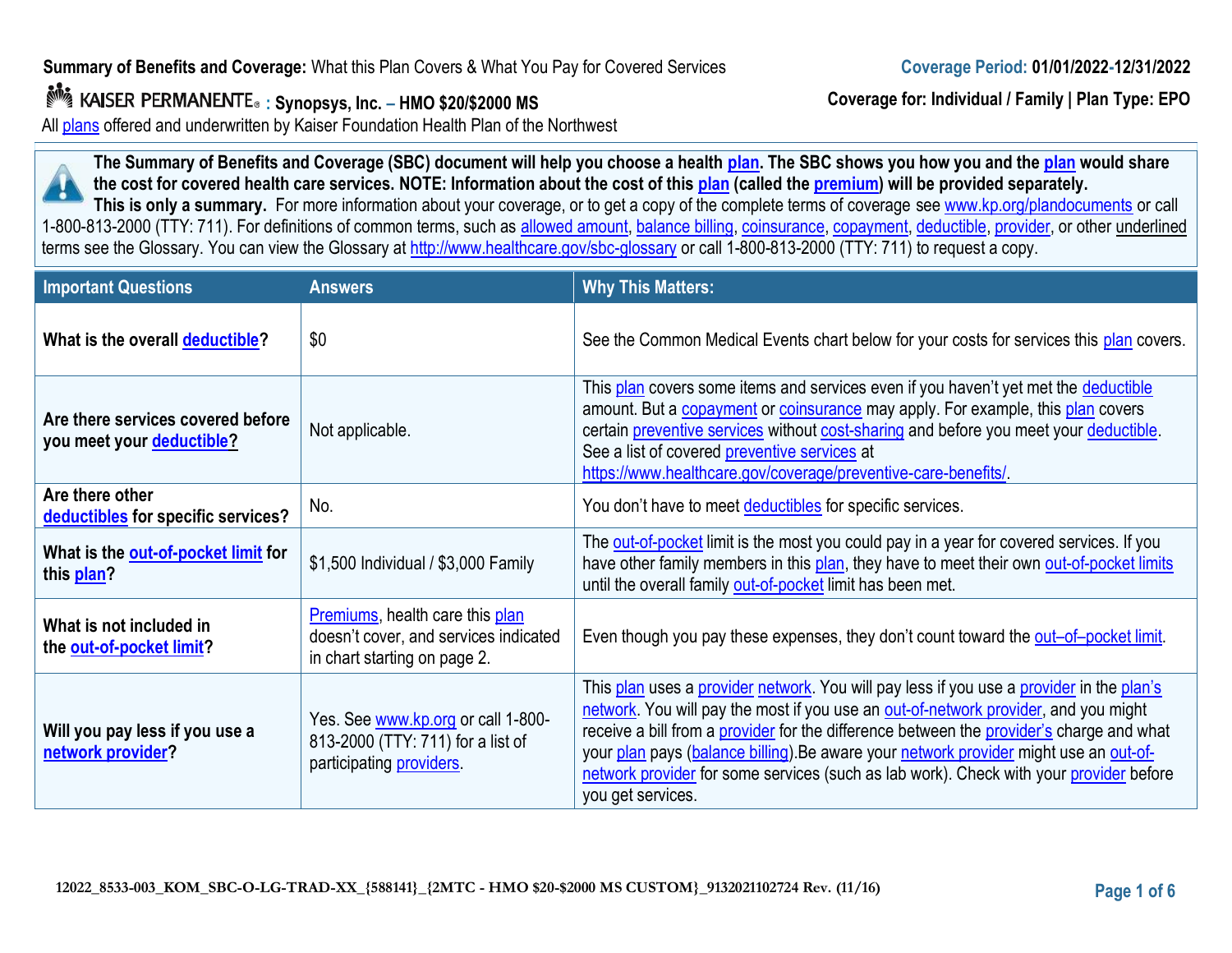**Summary of Benefits and Coverage:** What this Plan Covers & What You Pay for Covered Services

**Coverage Period: 01/01/2022-12/31/2022**

KAISER PERMANENTE® **: Synopsys, Inc. – HMO $20/$2000 MS**

**Coverage for: Individual / Family | Plan Type: EPO**

All plans offered and underwritten by Kaiser Foundation Health Plan of the Northwest

**The Summary of Benefits and Coverage (SBC) document will help you choose a health plan. The SBC shows you how you and the plan would share the cost for covered health care services. NOTE: Information about the cost of this plan (called the premium) will be provided separately.**
**This is only a summary.** For more information about your coverage, or to get a copy of the complete terms of coverage see www.kp.org/plandocuments or call 1-800-813-2000 (TTY: 711). For definitions of common terms, such as allowed amount, balance billing, coinsurance, copayment, deductible, provider, or other underlined terms see the Glossary. You can view the Glossary at http://www.healthcare.gov/sbc-glossary or call 1-800-813-2000 (TTY: 711) to request a copy.

| Important Questions | Answers | Why This Matters: |
|---|---|---|
| **What is the overall deductible?** | $0 | See the Common Medical Events chart below for your costs for services this plan covers. |
| **Are there services covered before you meet your deductible?** | Not applicable. | This plan covers some items and services even if you haven't yet met the deductible amount. But a copayment or coinsurance may apply. For example, this plan covers certain preventive services without cost-sharing and before you meet your deductible. See a list of covered preventive services at https://www.healthcare.gov/coverage/preventive-care-benefits/. |
| **Are there other deductibles for specific services?** | No. | You don't have to meet deductibles for specific services. |
| **What is the out-of-pocket limit for this plan?** | $1,500 Individual / $3,000 Family | The out-of-pocket limit is the most you could pay in a year for covered services. If you have other family members in this plan, they have to meet their own out-of-pocket limits until the overall family out-of-pocket limit has been met. |
| **What is not included in the out-of-pocket limit?** | Premiums, health care this plan doesn't cover, and services indicated in chart starting on page 2. | Even though you pay these expenses, they don't count toward the out–of–pocket limit. |
| **Will you pay less if you use a network provider?** | Yes. See www.kp.org or call 1-800-813-2000 (TTY: 711) for a list of participating providers. | This plan uses a provider network. You will pay less if you use a provider in the plan's network. You will pay the most if you use an out-of-network provider, and you might receive a bill from a provider for the difference between the provider's charge and what your plan pays (balance billing).Be aware your network provider might use an out-of-network provider for some services (such as lab work). Check with your provider before you get services. |

12022_8533-003_KOM_SBC-O-LG-TRAD-XX_{588141}_{2MTC - HMO $20-$2000 MS CUSTOM}_9132021102724 Rev. (11/16)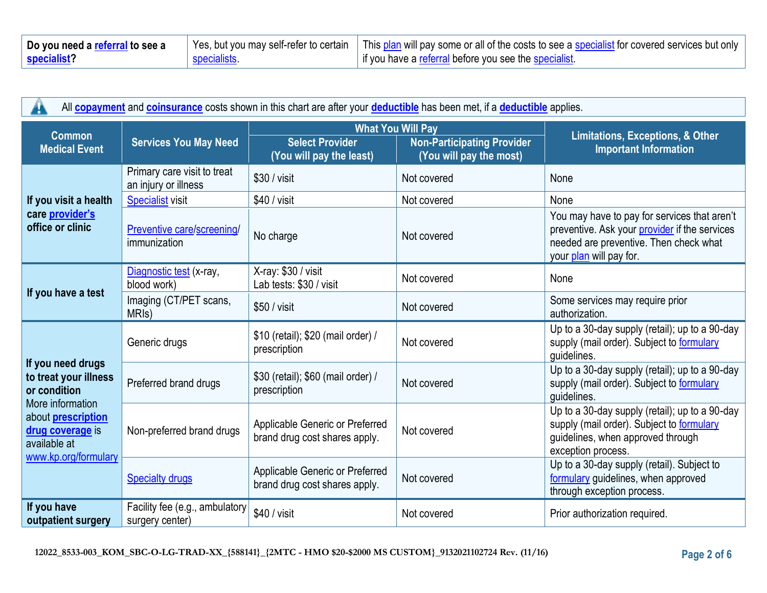| **Do you need a referral to see a specialist?** | Yes, but you may self-refer to certain specialists. | This plan will pay some or all of the costs to see a specialist for covered services but only if you have a referral before you see the specialist. |
|---|---|---|

All **copayment** and **coinsurance** costs shown in this chart are after your **deductible** has been met, if a **deductible** applies.

| Common Medical Event | Services You May Need | What You Will Pay | | Limitations, Exceptions, & Other Important Information |
|---|---|---|---|---|
| | | Select Provider (You will pay the least) | Non-Participating Provider (You will pay the most) | |
| **If you visit a health care provider's office or clinic** | Primary care visit to treat an injury or illness | $30 / visit | Not covered | None |
| | Specialist visit | $40 / visit | Not covered | None |
| | Preventive care/screening/ immunization | No charge | Not covered | You may have to pay for services that aren't preventive. Ask your provider if the services needed are preventive. Then check what your plan will pay for. |
| **If you have a test** | Diagnostic test (x-ray, blood work) | X-ray: $30 / visit<br>Lab tests: $30 / visit | Not covered | None |
| | Imaging (CT/PET scans, MRIs) | $50 / visit | Not covered | Some services may require prior authorization. |
| **If you need drugs to treat your illness or condition**<br>More information about **prescription drug coverage** is available at www.kp.org/formulary | Generic drugs | $10 (retail); $20 (mail order) / prescription | Not covered | Up to a 30-day supply (retail); up to a 90-day supply (mail order). Subject to formulary guidelines. |
| | Preferred brand drugs | $30 (retail); $60 (mail order) / prescription | Not covered | Up to a 30-day supply (retail); up to a 90-day supply (mail order). Subject to formulary guidelines. |
| | Non-preferred brand drugs | Applicable Generic or Preferred brand drug cost shares apply. | Not covered | Up to a 30-day supply (retail); up to a 90-day supply (mail order). Subject to formulary guidelines, when approved through exception process. |
| | Specialty drugs | Applicable Generic or Preferred brand drug cost shares apply. | Not covered | Up to a 30-day supply (retail). Subject to formulary guidelines, when approved through exception process. |
| **If you have outpatient surgery** | Facility fee (e.g., ambulatory surgery center) | $40 / visit | Not covered | Prior authorization required. |

12022_8533-003_KOM_SBC-O-LG-TRAD-XX_{588141}_{2MTC - HMO $20-$2000 MS CUSTOM}_9132021102724 Rev. (11/16)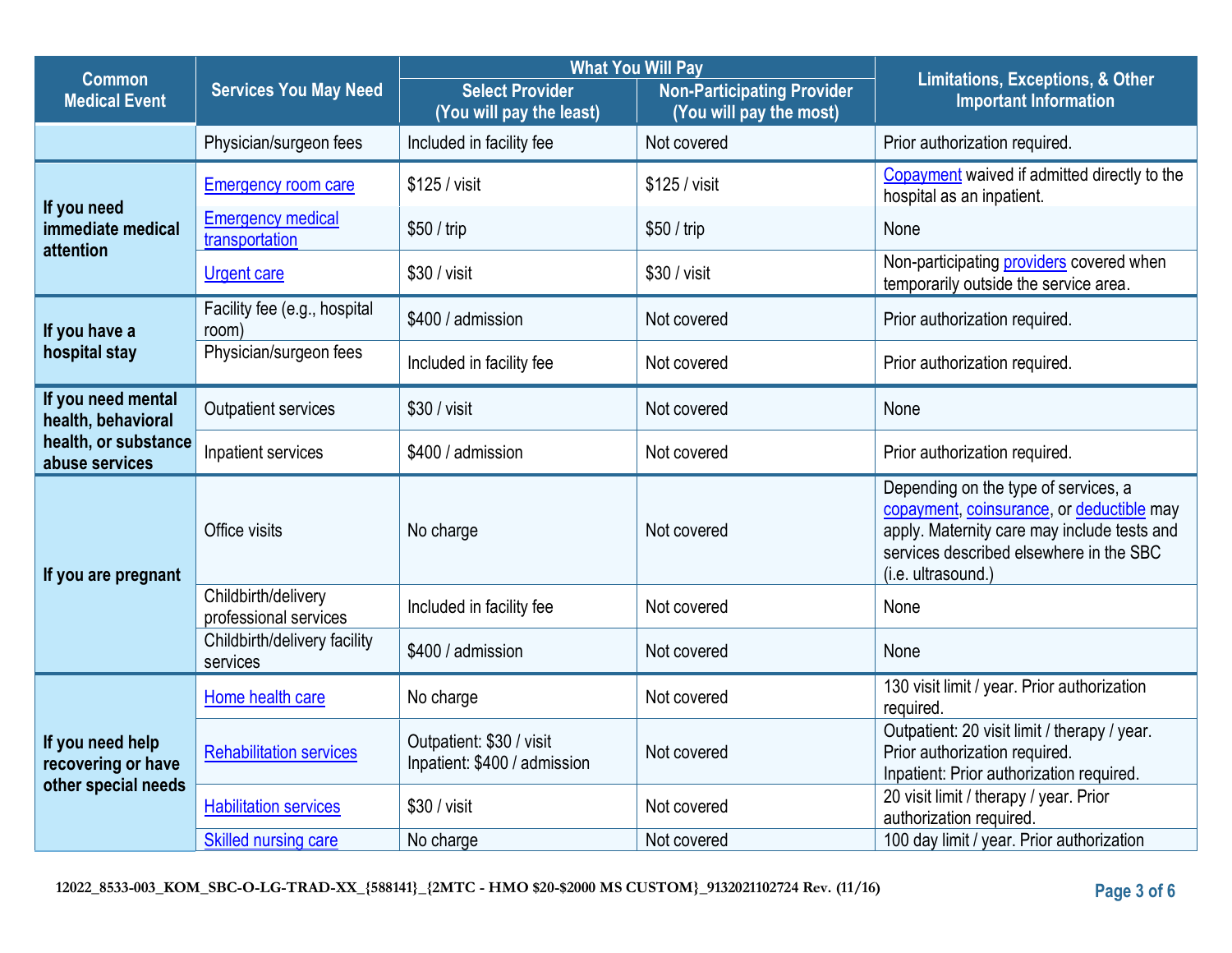| Common Medical Event | Services You May Need | What You Will Pay | | Limitations, Exceptions, & Other Important Information |
|---|---|---|---|---|
| | | Select Provider (You will pay the least) | Non-Participating Provider (You will pay the most) | |
| | Physician/surgeon fees | Included in facility fee | Not covered | Prior authorization required. |
| If you need immediate medical attention | Emergency room care | $125 / visit | $125 / visit | Copayment waived if admitted directly to the hospital as an inpatient. |
| | Emergency medical transportation | $50 / trip | $50 / trip | None |
| | Urgent care | $30 / visit | $30 / visit | Non-participating providers covered when temporarily outside the service area. |
| If you have a hospital stay | Facility fee (e.g., hospital room) | $400 / admission | Not covered | Prior authorization required. |
| | Physician/surgeon fees | Included in facility fee | Not covered | Prior authorization required. |
| If you need mental health, behavioral health, or substance abuse services | Outpatient services | $30 / visit | Not covered | None |
| | Inpatient services | $400 / admission | Not covered | Prior authorization required. |
| If you are pregnant | Office visits | No charge | Not covered | Depending on the type of services, a copayment, coinsurance, or deductible may apply. Maternity care may include tests and services described elsewhere in the SBC (i.e. ultrasound.) |
| | Childbirth/delivery professional services | Included in facility fee | Not covered | None |
| | Childbirth/delivery facility services | $400 / admission | Not covered | None |
| If you need help recovering or have other special needs | Home health care | No charge | Not covered | 130 visit limit / year. Prior authorization required. |
| | Rehabilitation services | Outpatient: $30 / visit<br>Inpatient: $400 / admission | Not covered | Outpatient: 20 visit limit / therapy / year. Prior authorization required.<br>Inpatient: Prior authorization required. |
| | Habilitation services | $30 / visit | Not covered | 20 visit limit / therapy / year. Prior authorization required. |
| | Skilled nursing care | No charge | Not covered | 100 day limit / year. Prior authorization |

12022_8533-003_KOM_SBC-O-LG-TRAD-XX_{588141}_{2MTC - HMO $20-$2000 MS CUSTOM}_9132021102724 Rev. (11/16)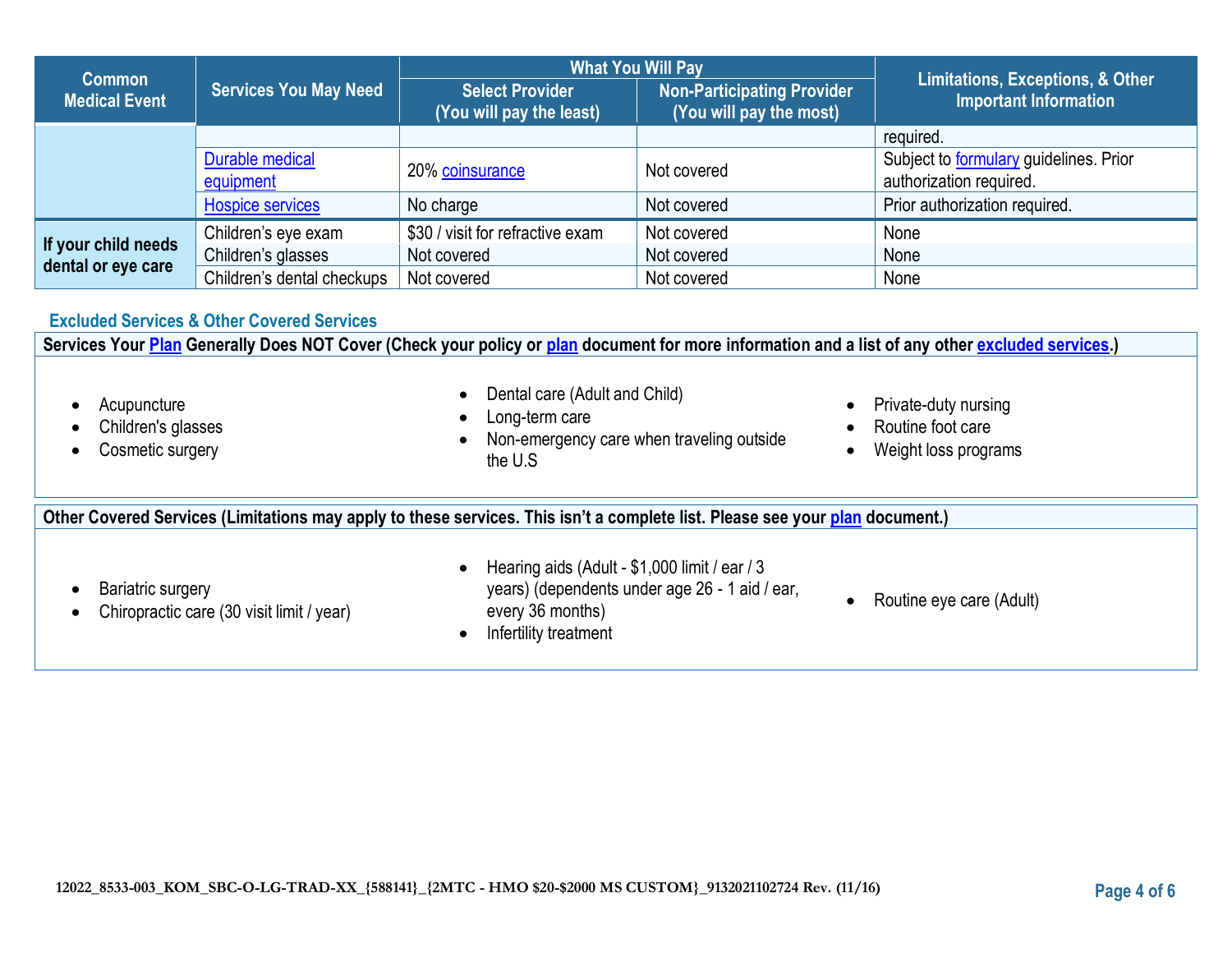| Common Medical Event | Services You May Need | What You Will Pay | | Limitations, Exceptions, & Other Important Information |
|---|---|---|---|---|
| | | Select Provider (You will pay the least) | Non-Participating Provider (You will pay the most) | |
| | | | | required. |
| | Durable medical equipment | 20% coinsurance | Not covered | Subject to formulary guidelines. Prior authorization required. |
| | Hospice services | No charge | Not covered | Prior authorization required. |
| If your child needs dental or eye care | Children's eye exam | $30 / visit for refractive exam | Not covered | None |
| | Children's glasses | Not covered | Not covered | None |
| | Children's dental checkups | Not covered | Not covered | None |

## Excluded Services & Other Covered Services

**Services Your Plan Generally Does NOT Cover (Check your policy or plan document for more information and a list of any other excluded services.)**

- Acupuncture
- Children's glasses
- Cosmetic surgery
- Dental care (Adult and Child)
- Long-term care
- Non-emergency care when traveling outside the U.S
- Private-duty nursing
- Routine foot care
- Weight loss programs

**Other Covered Services (Limitations may apply to these services. This isn't a complete list. Please see your plan document.)**

- Bariatric surgery
- Chiropractic care (30 visit limit / year)
- Hearing aids (Adult - $1,000 limit / ear / 3 years) (dependents under age 26 - 1 aid / ear, every 36 months)
- Infertility treatment
- Routine eye care (Adult)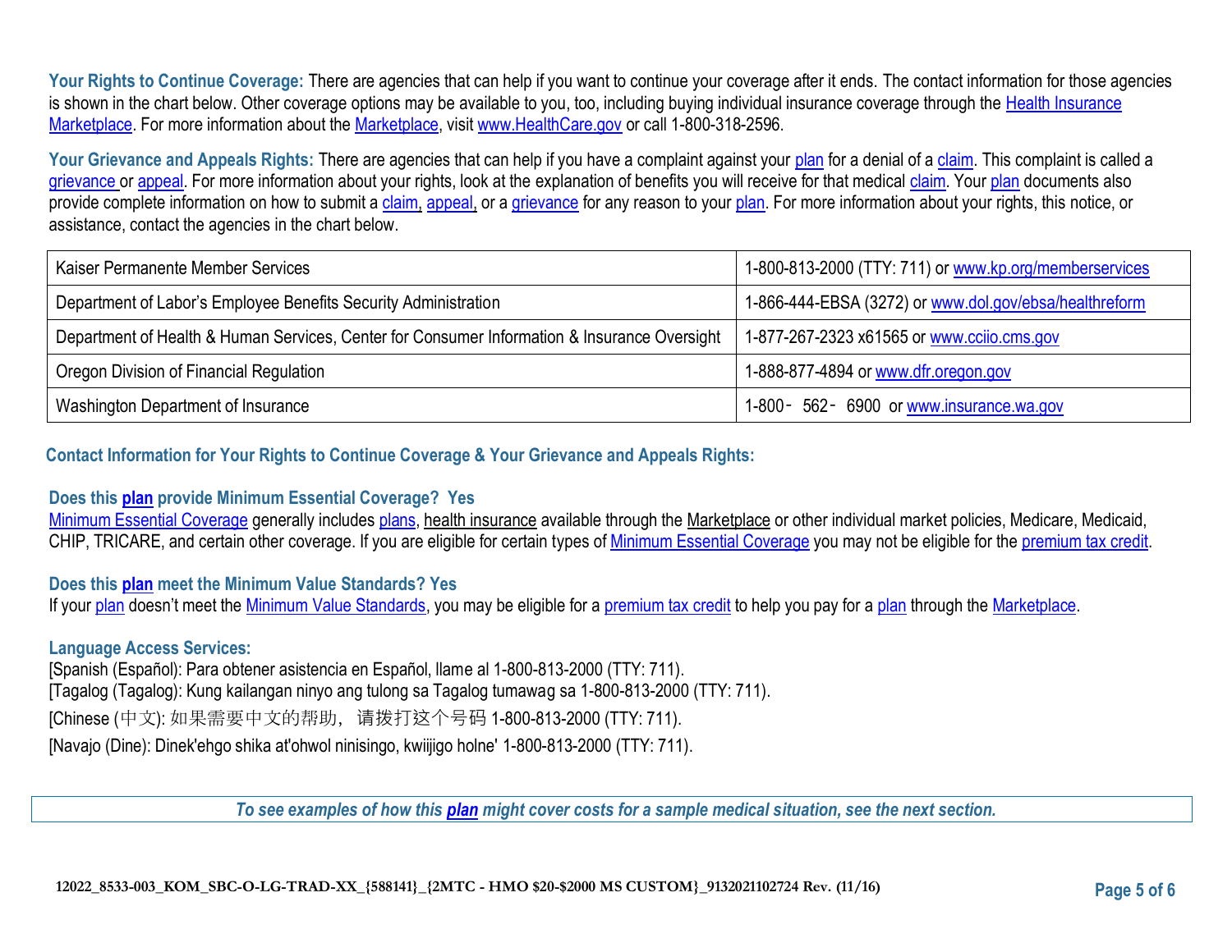**Your Rights to Continue Coverage:** There are agencies that can help if you want to continue your coverage after it ends. The contact information for those agencies is shown in the chart below. Other coverage options may be available to you, too, including buying individual insurance coverage through the Health Insurance Marketplace. For more information about the Marketplace, visit www.HealthCare.gov or call 1-800-318-2596.

**Your Grievance and Appeals Rights:** There are agencies that can help if you have a complaint against your plan for a denial of a claim. This complaint is called a grievance or appeal. For more information about your rights, look at the explanation of benefits you will receive for that medical claim. Your plan documents also provide complete information on how to submit a claim, appeal, or a grievance for any reason to your plan. For more information about your rights, this notice, or assistance, contact the agencies in the chart below.

| | |
|---|---|
| Kaiser Permanente Member Services | 1-800-813-2000 (TTY: 711) or www.kp.org/memberservices |
| Department of Labor's Employee Benefits Security Administration | 1-866-444-EBSA (3272) or www.dol.gov/ebsa/healthreform |
| Department of Health & Human Services, Center for Consumer Information & Insurance Oversight | 1-877-267-2323 x61565 or www.cciio.cms.gov |
| Oregon Division of Financial Regulation | 1-888-877-4894 or www.dfr.oregon.gov |
| Washington Department of Insurance | 1-800- 562- 6900 or www.insurance.wa.gov |

**Contact Information for Your Rights to Continue Coverage & Your Grievance and Appeals Rights:**

**Does this plan provide Minimum Essential Coverage? Yes**

Minimum Essential Coverage generally includes plans, health insurance available through the Marketplace or other individual market policies, Medicare, Medicaid, CHIP, TRICARE, and certain other coverage. If you are eligible for certain types of Minimum Essential Coverage you may not be eligible for the premium tax credit.

**Does this plan meet the Minimum Value Standards? Yes**

If your plan doesn't meet the Minimum Value Standards, you may be eligible for a premium tax credit to help you pay for a plan through the Marketplace.

**Language Access Services:**

[Spanish (Español): Para obtener asistencia en Español, llame al 1-800-813-2000 (TTY: 711).

[Tagalog (Tagalog): Kung kailangan ninyo ang tulong sa Tagalog tumawag sa 1-800-813-2000 (TTY: 711).

[Chinese (中文): 如果需要中文的帮助， 请拨打这个号码 1-800-813-2000 (TTY: 711).

[Navajo (Dine): Dinek'ehgo shika at'ohwol ninisingo, kwiijigo holne' 1-800-813-2000 (TTY: 711).

***To see examples of how this plan might cover costs for a sample medical situation, see the next section.***

12022_8533-003_KOM_SBC-O-LG-TRAD-XX_{588141}_{2MTC - HMO $20-$2000 MS CUSTOM}_9132021102724 Rev. (11/16)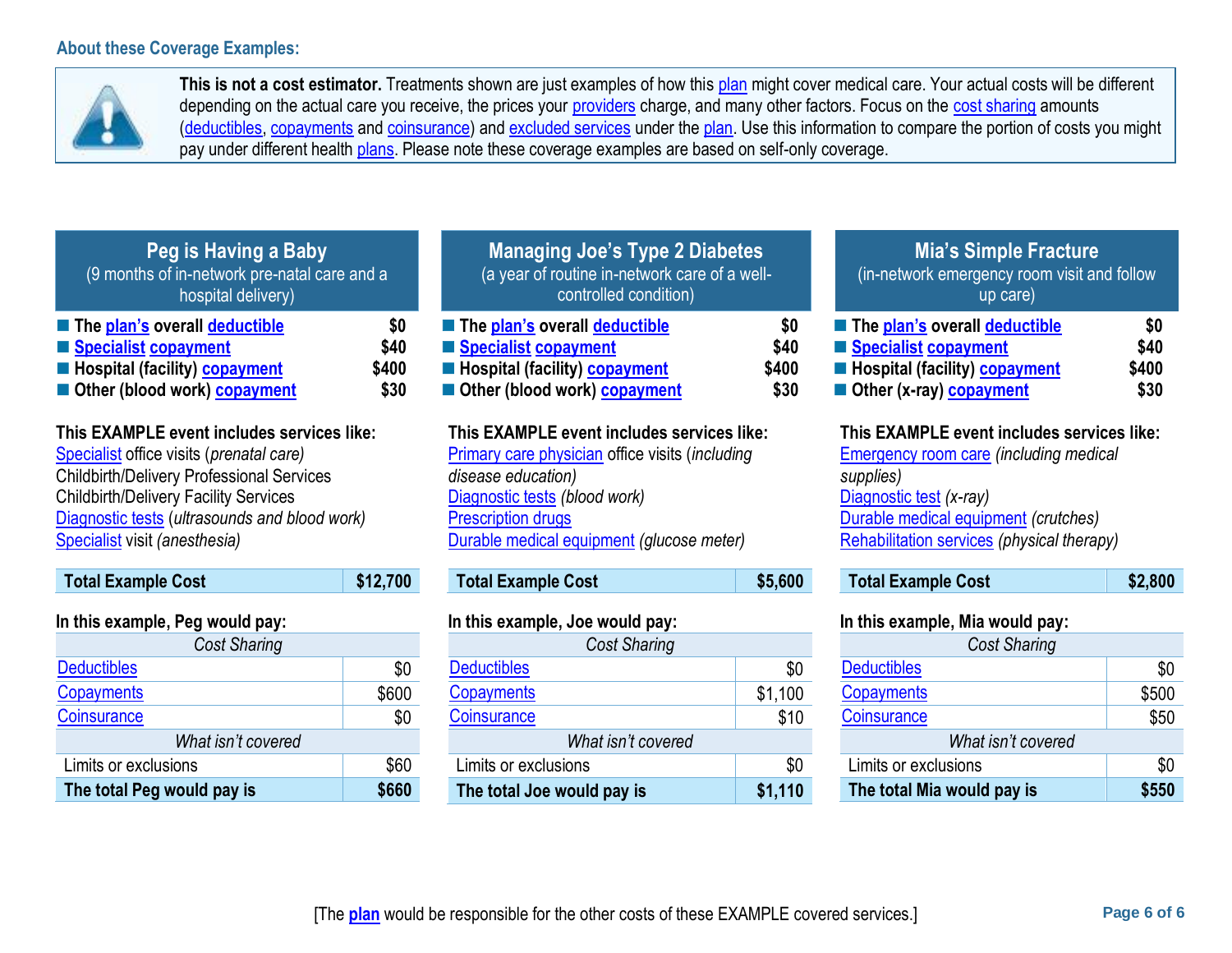### About these Coverage Examples:

**This is not a cost estimator.** Treatments shown are just examples of how this plan might cover medical care. Your actual costs will be different depending on the actual care you receive, the prices your providers charge, and many other factors. Focus on the cost sharing amounts (deductibles, copayments and coinsurance) and excluded services under the plan. Use this information to compare the portion of costs you might pay under different health plans. Please note these coverage examples are based on self-only coverage.

## Peg is Having a Baby

(9 months of in-network pre-natal care and a hospital delivery)

- **The plan's overall deductible** **$0**
- **Specialist copayment** **$40**
- **Hospital (facility) copayment** **$400**
- **Other (blood work) copayment** **$30**

**This EXAMPLE event includes services like:**
Specialist office visits (*prenatal care)*
Childbirth/Delivery Professional Services
Childbirth/Delivery Facility Services
Diagnostic tests (*ultrasounds and blood work)*
Specialist visit *(anesthesia)*

| **Total Example Cost** | **$12,700** |
|---|---|

**In this example, Peg would pay:**

| *Cost Sharing* | |
|---|---|
| Deductibles | $0 |
| Copayments | $600 |
| Coinsurance | $0 |
| *What isn't covered* | |
| Limits or exclusions | $60 |
| **The total Peg would pay is** | **$660** |

## Managing Joe's Type 2 Diabetes

(a year of routine in-network care of a well-controlled condition)

- **The plan's overall deductible** **$0**
- **Specialist copayment** **$40**
- **Hospital (facility) copayment** **$400**
- **Other (blood work) copayment** **$30**

**This EXAMPLE event includes services like:**
Primary care physician office visits (*including disease education)*
Diagnostic tests *(blood work)*
Prescription drugs
Durable medical equipment *(glucose meter)*

| **Total Example Cost** | **$5,600** |
|---|---|

**In this example, Joe would pay:**

| *Cost Sharing* | |
|---|---|
| Deductibles | $0 |
| Copayments | $1,100 |
| Coinsurance | $10 |
| *What isn't covered* | |
| Limits or exclusions | $0 |
| **The total Joe would pay is** | **$1,110** |

## Mia's Simple Fracture

(in-network emergency room visit and follow up care)

- **The plan's overall deductible** **$0**
- **Specialist copayment** **$40**
- **Hospital (facility) copayment** **$400**
- **Other (x-ray) copayment** **$30**

**This EXAMPLE event includes services like:**
Emergency room care *(including medical supplies)*
Diagnostic test *(x-ray)*
Durable medical equipment *(crutches)*
Rehabilitation services *(physical therapy)*

| **Total Example Cost** | **$2,800** |
|---|---|

**In this example, Mia would pay:**

| *Cost Sharing* | |
|---|---|
| Deductibles | $0 |
| Copayments | $500 |
| Coinsurance | $50 |
| *What isn't covered* | |
| Limits or exclusions | $0 |
| **The total Mia would pay is** | **$550** |

[The **plan** would be responsible for the other costs of these EXAMPLE covered services.]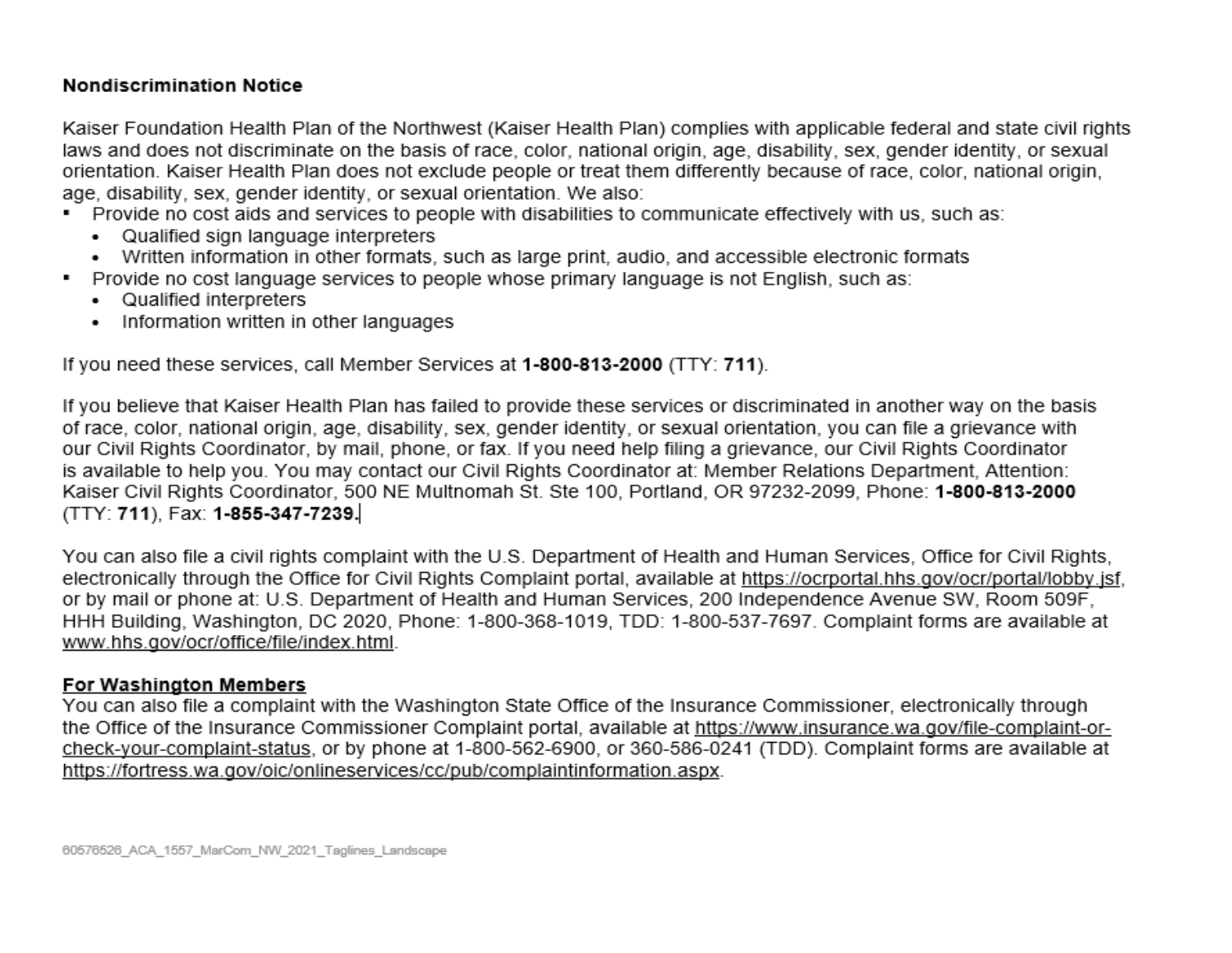**Nondiscrimination Notice**

Kaiser Foundation Health Plan of the Northwest (Kaiser Health Plan) complies with applicable federal and state civil rights laws and does not discriminate on the basis of race, color, national origin, age, disability, sex, gender identity, or sexual orientation. Kaiser Health Plan does not exclude people or treat them differently because of race, color, national origin, age, disability, sex, gender identity, or sexual orientation. We also:

- Provide no cost aids and services to people with disabilities to communicate effectively with us, such as:
  - Qualified sign language interpreters
  - Written information in other formats, such as large print, audio, and accessible electronic formats
- Provide no cost language services to people whose primary language is not English, such as:
  - Qualified interpreters
  - Information written in other languages

If you need these services, call Member Services at **1-800-813-2000** (TTY: **711**).

If you believe that Kaiser Health Plan has failed to provide these services or discriminated in another way on the basis of race, color, national origin, age, disability, sex, gender identity, or sexual orientation, you can file a grievance with our Civil Rights Coordinator, by mail, phone, or fax. If you need help filing a grievance, our Civil Rights Coordinator is available to help you. You may contact our Civil Rights Coordinator at: Member Relations Department, Attention: Kaiser Civil Rights Coordinator, 500 NE Multnomah St. Ste 100, Portland, OR 97232-2099, Phone: **1-800-813-2000** (TTY: **711**), Fax: **1-855-347-7239.**

You can also file a civil rights complaint with the U.S. Department of Health and Human Services, Office for Civil Rights, electronically through the Office for Civil Rights Complaint portal, available at https://ocrportal.hhs.gov/ocr/portal/lobby.jsf, or by mail or phone at: U.S. Department of Health and Human Services, 200 Independence Avenue SW, Room 509F, HHH Building, Washington, DC 2020, Phone: 1-800-368-1019, TDD: 1-800-537-7697. Complaint forms are available at www.hhs.gov/ocr/office/file/index.html.

**For Washington Members**

You can also file a complaint with the Washington State Office of the Insurance Commissioner, electronically through the Office of the Insurance Commissioner Complaint portal, available at https://www.insurance.wa.gov/file-complaint-or-check-your-complaint-status, or by phone at 1-800-562-6900, or 360-586-0241 (TDD). Complaint forms are available at https://fortress.wa.gov/oic/onlineservices/cc/pub/complaintinformation.aspx.

60576526_ACA_1557_MarCom_NW_2021_Taglines_Landscape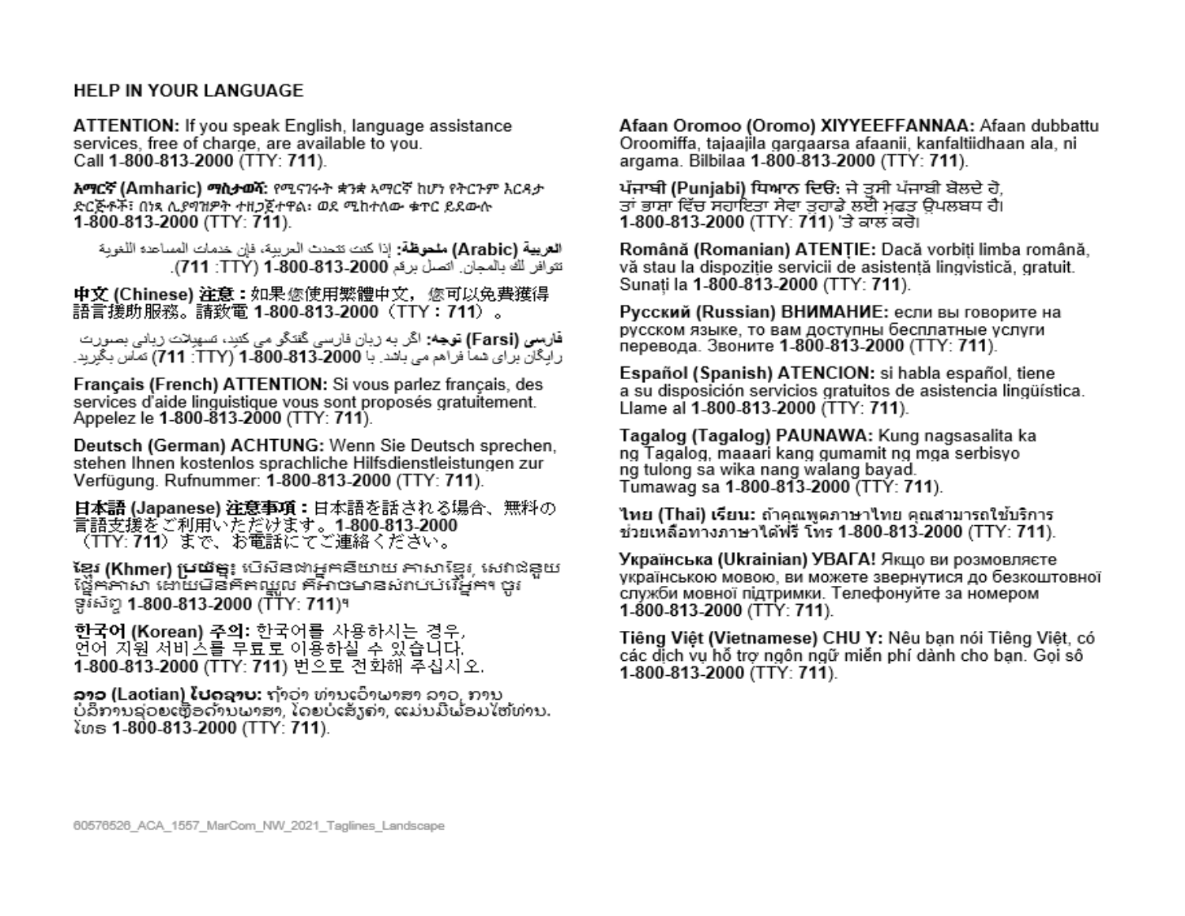## HELP IN YOUR LANGUAGE

**ATTENTION:** If you speak English, language assistance services, free of charge, are available to you. Call **1-800-813-2000** (TTY: **711**).

**አማርኛ (Amharic) ማስታወሻ:** የሚናገሩት ቋንቋ አማርኛ ከሆነ የትርጉም እርዳታ ድርጅቶች፣ በነጻ ሊያግዝዎት ተዘጋጀተዋል፡ ወደ ሚከተለው ቁጥር ይደውሉ **1-800-813-2000** (TTY: **711**).

**العربية (Arabic) ملحوظة:** إذا كنت تتحدث العربية، فإن خدمات المساعدة اللغوية تتوافر لك بالمجان. اتصل برقم **1-800-813-2000** (TTY: **711**).

**中文 (Chinese) 注意：**如果您使用繁體中文，您可以免費獲得語言援助服務。請致電 **1-800-813-2000**（TTY：**711**）。

**فارسی (Farsi) توجه:** اگر به زبان فارسی گفتگو می کنید، تسهیلات زبانی بصورت رایگان برای شما فراهم می باشد. با **1-800-813-2000** (TTY: **711**) تماس بگیرید.

**Français (French) ATTENTION:** Si vous parlez français, des services d'aide linguistique vous sont proposés gratuitement. Appelez le **1-800-813-2000** (TTY: **711**).

**Deutsch (German) ACHTUNG:** Wenn Sie Deutsch sprechen, stehen Ihnen kostenlos sprachliche Hilfsdienstleistungen zur Verfügung. Rufnummer: **1-800-813-2000** (TTY: **711**).

**日本語 (Japanese) 注意事項：**日本語を話される場合、無料の言語支援をご利用いただけます。**1-800-813-2000**（TTY: **711**）まで、お電話にてご連絡ください。

**ខ្មែរ (Khmer) ប្រយ័ត្ន:** បើសិនជាអ្នកនិយាយ ភាសាខ្មែរ, សេវាជំនួយផ្នែកភាសា ដោយមិនគិតឈ្នួល គឺអាចមានសំរាប់បំរើអ្នក។ ចូរ ទូរស័ព្ទ **1-800-813-2000** (TTY: **711**)។

**한국어 (Korean) 주의:** 한국어를 사용하시는 경우, 언어 지원 서비스를 무료로 이용하실 수 있습니다. **1-800-813-2000** (TTY: **711**) 번으로 전화해 주십시오.

**ລາວ (Laotian) ໂປດຊາບ:** ຖ້າວ່າ ທ່ານເວົ້າພາສາ ລາວ, ການບໍລິການຊ່ວຍເຫຼືອດ້ານພາສາ, ໂດຍບໍ່ເສັຽຄ່າ, ແມ່ນມີພ້ອມໃຫ້ທ່ານ. ໂທຣ **1-800-813-2000** (TTY: **711**).

**Afaan Oromoo (Oromo) XIYYEEFFANNAA:** Afaan dubbattu Oroomiffa, tajaajila gargaarsa afaanii, kanfaltiidhaan ala, ni argama. Bilbilaa **1-800-813-2000** (TTY: **711**).

**ਪੰਜਾਬੀ (Punjabi) ਧਿਆਨ ਦਿਓ:** ਜੇ ਤੁਸੀਂ ਪੰਜਾਬੀ ਬੋਲਦੇ ਹੋ, ਤਾਂ ਭਾਸ਼ਾ ਵਿੱਚ ਸਹਾਇਤਾ ਸੇਵਾ ਤੁਹਾਡੇ ਲਈ ਮੁਫਤ ਉਪਲਬਧ ਹੈ। **1-800-813-2000** (TTY: **711**) 'ਤੇ ਕਾਲ ਕਰੋ।

**Română (Romanian) ATENȚIE:** Dacă vorbiți limba română, vă stau la dispoziție servicii de asistență lingvistică, gratuit. Sunați la **1-800-813-2000** (TTY: **711**).

**Русский (Russian) ВНИМАНИЕ:** если вы говорите на русском языке, то вам доступны бесплатные услуги перевода. Звоните **1-800-813-2000** (TTY: **711**).

**Español (Spanish) ATENCION:** si habla español, tiene a su disposición servicios gratuitos de asistencia lingüística. Llame al **1-800-813-2000** (TTY: **711**).

**Tagalog (Tagalog) PAUNAWA:** Kung nagsasalita ka ng Tagalog, maaari kang gumamit ng mga serbisyo ng tulong sa wika nang walang bayad. Tumawag sa **1-800-813-2000** (TTY: **711**).

**ไทย (Thai) เรียน:** ถ้าคุณพูดภาษาไทย คุณสามารถใช้บริการช่วยเหลือทางภาษาได้ฟรี โทร **1-800-813-2000** (TTY: **711**).

**Українська (Ukrainian) УВАГА!** Якщо ви розмовляєте українською мовою, ви можете звернутися до безкоштовної служби мовної підтримки. Телефонуйте за номером **1-800-813-2000** (TTY: **711**).

**Tiếng Việt (Vietnamese) CHÚ Ý:** Nếu bạn nói Tiếng Việt, có các dịch vụ hỗ trợ ngôn ngữ miễn phí dành cho bạn. Gọi số **1-800-813-2000** (TTY: **711**).

60576526_ACA_1557_MarCom_NW_2021_Taglines_Landscape